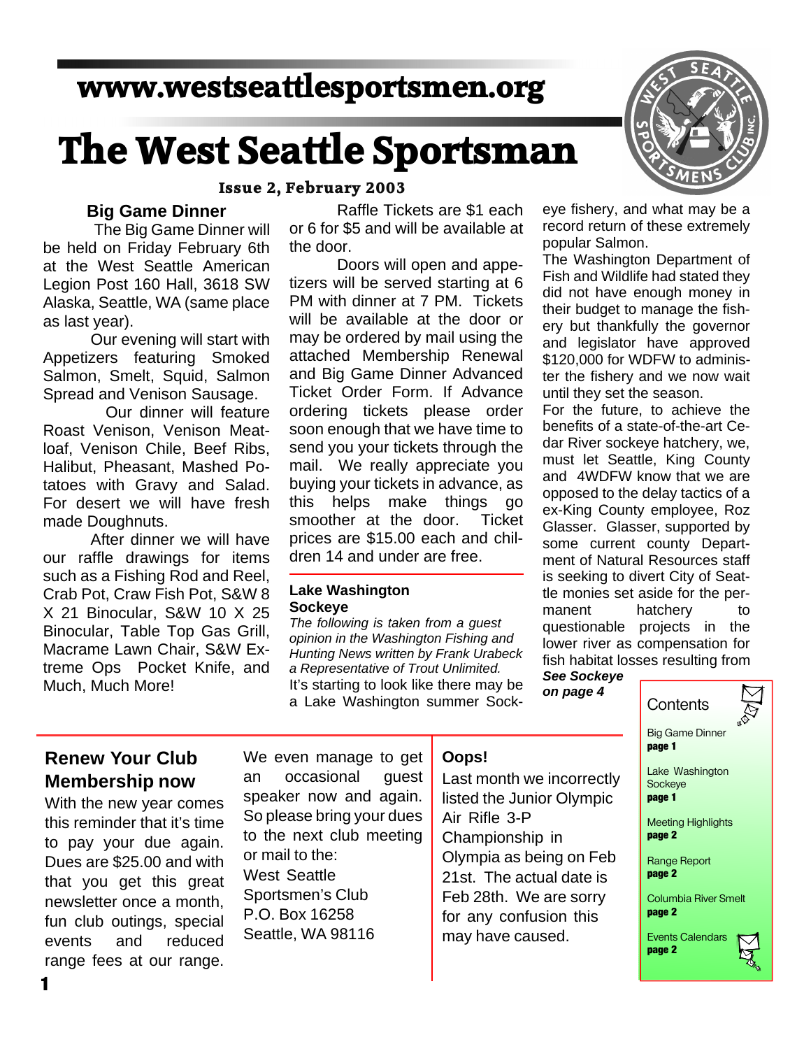# www.westseattlesportsmen.org

# The West Seattle Sportsman

**Issue 2, February 2003**

## Big Game Dinner

The Big Game Dinner will be held on Friday February 6th at the West Seattle American Legion Post 160 Hall, 3618 SW Alaska, Seattle, WA (same place as last year).

Our evening will start with Appetizers featuring Smoked Salmon, Smelt, Squid, Salmon Spread and Venison Sausage.

Our dinner will feature Roast Venison, Venison Meatloaf, Venison Chile, Beef Ribs, Halibut, Pheasant, Mashed Potatoes with Gravy and Salad. For desert we will have fresh made Doughnuts.

After dinner we will have our raffle drawings for items such as a Fishing Rod and Reel, Crab Pot, Craw Fish Pot, S&W 8 X 21 Binocular, S&W 10 X 25 Binocular, Table Top Gas Grill, Macrame Lawn Chair, S&W Extreme Ops Pocket Knife, and Much, Much More!

Raffle Tickets are $1 each or 6 for $5 and will be available at the door.

Doors will open and appetizers will be served starting at 6 PM with dinner at 7 PM. Tickets will be available at the door or may be ordered by mail using the attached Membership Renewal and Big Game Dinner Advanced Ticket Order Form. If Advance ordering tickets please order soon enough that we have time to send you your tickets through the mail. We really appreciate you buying your tickets in advance, as this helps make things go smoother at the door. Ticket prices are $15.00 each and children 14 and under are free.

## Lake Washington Sockeye

*The following is taken from a guest opinion in the Washington Fishing and Hunting News written by Frank Urabeck a Representative of Trout Unlimited.*

It's starting to look like there may be a Lake Washington summer Sockeye fishery, and what may be a record return of these extremely popular Salmon.

The Washington Department of Fish and Wildlife had stated they did not have enough money in their budget to manage the fishery but thankfully the governor and legislator have approved $120,000 for WDFW to administer the fishery and we now wait until they set the season.

For the future, to achieve the benefits of a state-of-the-art Cedar River sockeye hatchery, we, must let Seattle, King County and 4WDFW know that we are opposed to the delay tactics of a ex-King County employee, Roz Glasser. Glasser, supported by some current county Department of Natural Resources staff is seeking to divert City of Seattle monies set aside for the permanent hatchery to questionable projects in the lower river as compensation for fish habitat losses resulting from

***See Sockeye on page 4***

## Contents

- Big Game Dinner **page 1**
- Lake Washington Sockeye **page 1**
- Meeting Highlights **page 2**
- Range Report **page 2**
- Columbia River Smelt **page 2**
- Events Calendars **page 2**

## Renew Your Club Membership now

With the new year comes this reminder that it's time to pay your due again. Dues are $25.00 and with that you get this great newsletter once a month, fun club outings, special events and reduced range fees at our range. We even manage to get an occasional guest speaker now and again. So please bring your dues to the next club meeting or mail to the:

West Seattle Sportsmen's Club
P.O. Box 16258
Seattle, WA 98116

## Oops!

Last month we incorrectly listed the Junior Olympic Air Rifle 3-P Championship in Olympia as being on Feb 21st. The actual date is Feb 28th. We are sorry for any confusion this may have caused.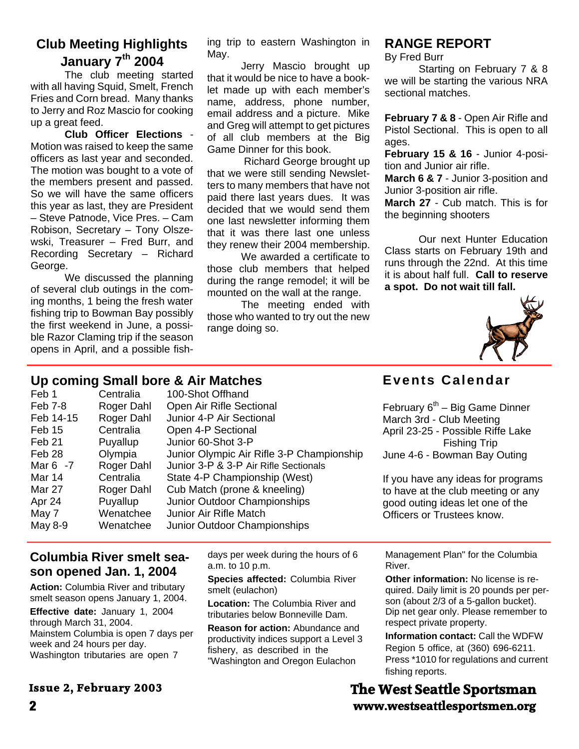## Club Meeting Highlights January 7th 2004

The club meeting started with all having Squid, Smelt, French Fries and Corn bread. Many thanks to Jerry and Roz Mascio for cooking up a great feed.

**Club Officer Elections** - Motion was raised to keep the same officers as last year and seconded. The motion was bought to a vote of the members present and passed. So we will have the same officers this year as last, they are President – Steve Patnode, Vice Pres. – Cam Robison, Secretary – Tony Olszewski, Treasurer – Fred Burr, and Recording Secretary – Richard George.

We discussed the planning of several club outings in the coming months, 1 being the fresh water fishing trip to Bowman Bay possibly the first weekend in June, a possible Razor Claming trip if the season opens in April, and a possible fishing trip to eastern Washington in May.

Jerry Mascio brought up that it would be nice to have a booklet made up with each member's name, address, phone number, email address and a picture. Mike and Greg will attempt to get pictures of all club members at the Big Game Dinner for this book.

Richard George brought up that we were still sending Newsletters to many members that have not paid there last years dues. It was decided that we would send them one last newsletter informing them that it was there last one unless they renew their 2004 membership.

We awarded a certificate to those club members that helped during the range remodel; it will be mounted on the wall at the range.

The meeting ended with those who wanted to try out the new range doing so.

## RANGE REPORT

By Fred Burr

Starting on February 7 & 8 we will be starting the various NRA sectional matches.

**February 7 & 8** - Open Air Rifle and Pistol Sectional. This is open to all ages.
**February 15 & 16** - Junior 4-position and Junior air rifle.
**March 6 & 7** - Junior 3-position and Junior 3-position air rifle.
**March 27** - Cub match. This is for the beginning shooters

Our next Hunter Education Class starts on February 19th and runs through the 22nd. At this time it is about half full. **Call to reserve a spot. Do not wait till fall.**

## Up coming Small bore & Air Matches

| Date | Location | Match |
|---|---|---|
| Feb 1 | Centralia | 100-Shot Offhand |
| Feb 7-8 | Roger Dahl | Open Air Rifle Sectional |
| Feb 14-15 | Roger Dahl | Junior 4-P Air Sectional |
| Feb 15 | Centralia | Open 4-P Sectional |
| Feb 21 | Puyallup | Junior 60-Shot 3-P |
| Feb 28 | Olympia | Junior Olympic Air Rifle 3-P Championship |
| Mar 6 -7 | Roger Dahl | Junior 3-P & 3-P Air Rifle Sectionals |
| Mar 14 | Centralia | State 4-P Championship (West) |
| Mar 27 | Roger Dahl | Cub Match (prone & kneeling) |
| Apr 24 | Puyallup | Junior Outdoor Championships |
| May 7 | Wenatchee | Junior Air Rifle Match |
| May 8-9 | Wenatchee | Junior Outdoor Championships |

## Events Calendar

February 6th – Big Game Dinner
March 3rd - Club Meeting
April 23-25 - Possible Riffe Lake Fishing Trip
June 4-6 - Bowman Bay Outing

If you have any ideas for programs to have at the club meeting or any good outing ideas let one of the Officers or Trustees know.

## Columbia River smelt season opened Jan. 1, 2004

**Action:** Columbia River and tributary smelt season opens January 1, 2004.

**Effective date:** January 1, 2004 through March 31, 2004.
Mainstem Columbia is open 7 days per week and 24 hours per day.
Washington tributaries are open 7 days per week during the hours of 6 a.m. to 10 p.m.

**Species affected:** Columbia River smelt (eulachon)

**Location:** The Columbia River and tributaries below Bonneville Dam.

**Reason for action:** Abundance and productivity indices support a Level 3 fishery, as described in the "Washington and Oregon Eulachon Management Plan" for the Columbia River.

**Other information:** No license is required. Daily limit is 20 pounds per person (about 2/3 of a 5-gallon bucket). Dip net gear only. Please remember to respect private property.

**Information contact:** Call the WDFW Region 5 office, at (360) 696-6211. Press *1010 for regulations and current fishing reports.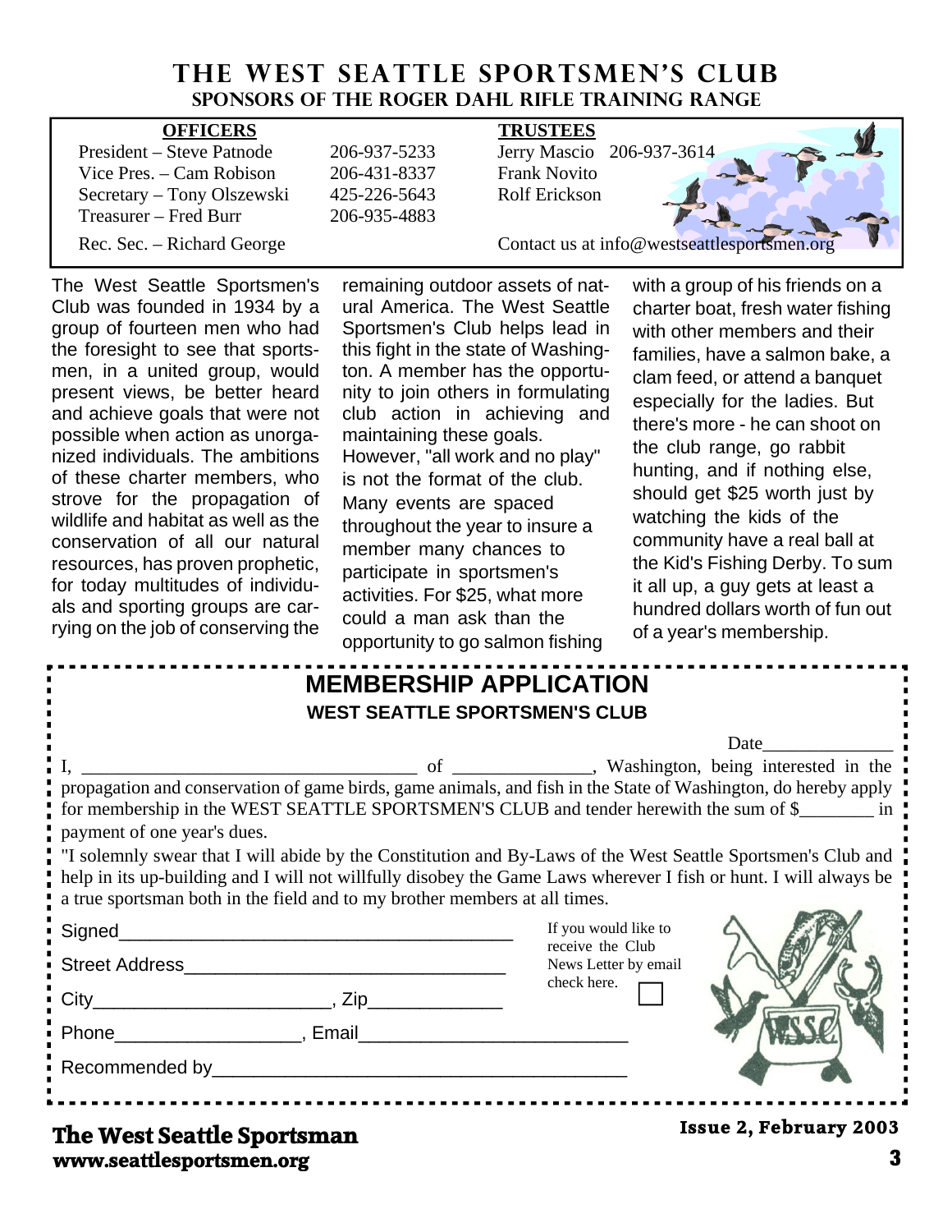# THE WEST SEATTLE SPORTSMEN'S CLUB

**SPONSORS OF THE ROGER DAHL RIFLE TRAINING RANGE**

| **OFFICERS** | | **TRUSTEES** | |
|---|---|---|---|
| President – Steve Patnode | 206-937-5233 | Jerry Mascio | 206-937-3614 |
| Vice Pres. – Cam Robison | 206-431-8337 | Frank Novito | |
| Secretary – Tony Olszewski | 425-226-5643 | Rolf Erickson | |
| Treasurer – Fred Burr | 206-935-4883 | | |
| Rec. Sec. – Richard George | | Contact us at info@westseattlesportsmen.org | |

The West Seattle Sportsmen's Club was founded in 1934 by a group of fourteen men who had the foresight to see that sportsmen, in a united group, would present views, be better heard and achieve goals that were not possible when action as unorganized individuals. The ambitions of these charter members, who strove for the propagation of wildlife and habitat as well as the conservation of all our natural resources, has proven prophetic, for today multitudes of individuals and sporting groups are carrying on the job of conserving the remaining outdoor assets of natural America. The West Seattle Sportsmen's Club helps lead in this fight in the state of Washington. A member has the opportunity to join others in formulating club action in achieving and maintaining these goals.

However, "all work and no play" is not the format of the club. Many events are spaced throughout the year to insure a member many chances to participate in sportsmen's activities. For $25, what more could a man ask than the opportunity to go salmon fishing with a group of his friends on a charter boat, fresh water fishing with other members and their families, have a salmon bake, a clam feed, or attend a banquet especially for the ladies. But there's more - he can shoot on the club range, go rabbit hunting, and if nothing else, should get $25 worth just by watching the kids of the community have a real ball at the Kid's Fishing Derby. To sum it all up, a guy gets at least a hundred dollars worth of fun out of a year's membership.

## MEMBERSHIP APPLICATION

**WEST SEATTLE SPORTSMEN'S CLUB**

Date______________

I, ____________________________________ of _______________, Washington, being interested in the propagation and conservation of game birds, game animals, and fish in the State of Washington, do hereby apply for membership in the WEST SEATTLE SPORTSMEN'S CLUB and tender herewith the sum of $________ in payment of one year's dues.

"I solemnly swear that I will abide by the Constitution and By-Laws of the West Seattle Sportsmen's Club and help in its up-building and I will not willfully disobey the Game Laws wherever I fish or hunt. I will always be a true sportsman both in the field and to my brother members at all times.

Signed______________________________________

Street Address_______________________________

City_______________________, Zip_____________

Phone__________________, Email_________________________

Recommended by_______________________________________

If you would like to receive the Club News Letter by email check here. ☐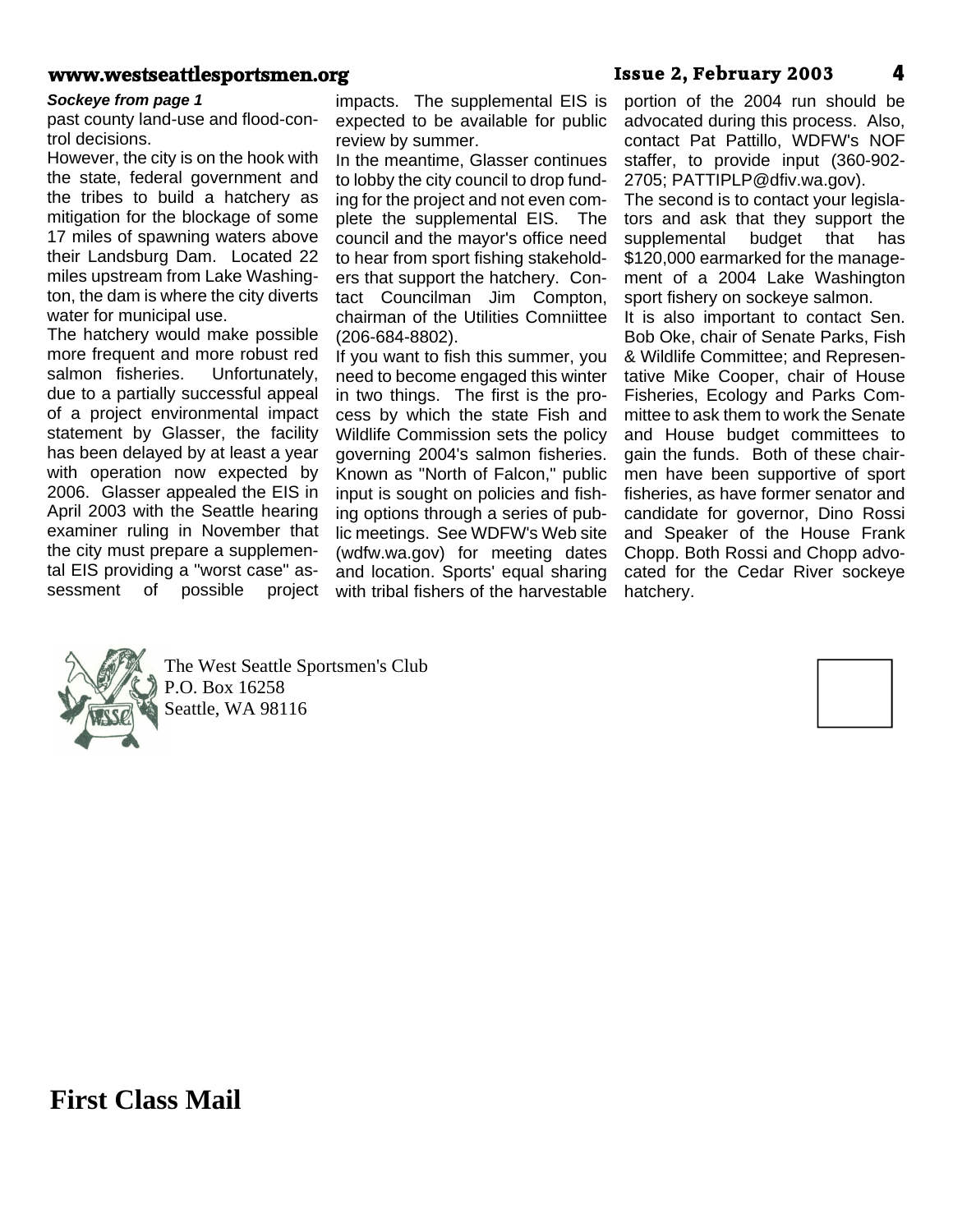*Sockeye from page 1*

past county land-use and flood-control decisions.

However, the city is on the hook with the state, federal government and the tribes to build a hatchery as mitigation for the blockage of some 17 miles of spawning waters above their Landsburg Dam. Located 22 miles upstream from Lake Washington, the dam is where the city diverts water for municipal use.

The hatchery would make possible more frequent and more robust red salmon fisheries. Unfortunately, due to a partially successful appeal of a project environmental impact statement by Glasser, the facility has been delayed by at least a year with operation now expected by 2006. Glasser appealed the EIS in April 2003 with the Seattle hearing examiner ruling in November that the city must prepare a supplemental EIS providing a "worst case" assessment of possible project impacts. The supplemental EIS is expected to be available for public review by summer.

In the meantime, Glasser continues to lobby the city council to drop funding for the project and not even complete the supplemental EIS. The council and the mayor's office need to hear from sport fishing stakeholders that support the hatchery. Contact Councilman Jim Compton, chairman of the Utilities Comniittee (206-684-8802).

If you want to fish this summer, you need to become engaged this winter in two things. The first is the process by which the state Fish and Wildlife Commission sets the policy governing 2004's salmon fisheries. Known as "North of Falcon," public input is sought on policies and fishing options through a series of public meetings. See WDFW's Web site (wdfw.wa.gov) for meeting dates and location. Sports' equal sharing with tribal fishers of the harvestable portion of the 2004 run should be advocated during this process. Also, contact Pat Pattillo, WDFW's NOF staffer, to provide input (360-902-2705; PATTIPLP@dfiv.wa.gov).

The second is to contact your legislators and ask that they support the supplemental budget that has $120,000 earmarked for the management of a 2004 Lake Washington sport fishery on sockeye salmon.

It is also important to contact Sen. Bob Oke, chair of Senate Parks, Fish & Wildlife Committee; and Representative Mike Cooper, chair of House Fisheries, Ecology and Parks Committee to ask them to work the Senate and House budget committees to gain the funds. Both of these chairmen have been supportive of sport fisheries, as have former senator and candidate for governor, Dino Rossi and Speaker of the House Frank Chopp. Both Rossi and Chopp advocated for the Cedar River sockeye hatchery.

The West Seattle Sportsmen's Club
P.O. Box 16258
Seattle, WA 98116

**First Class Mail**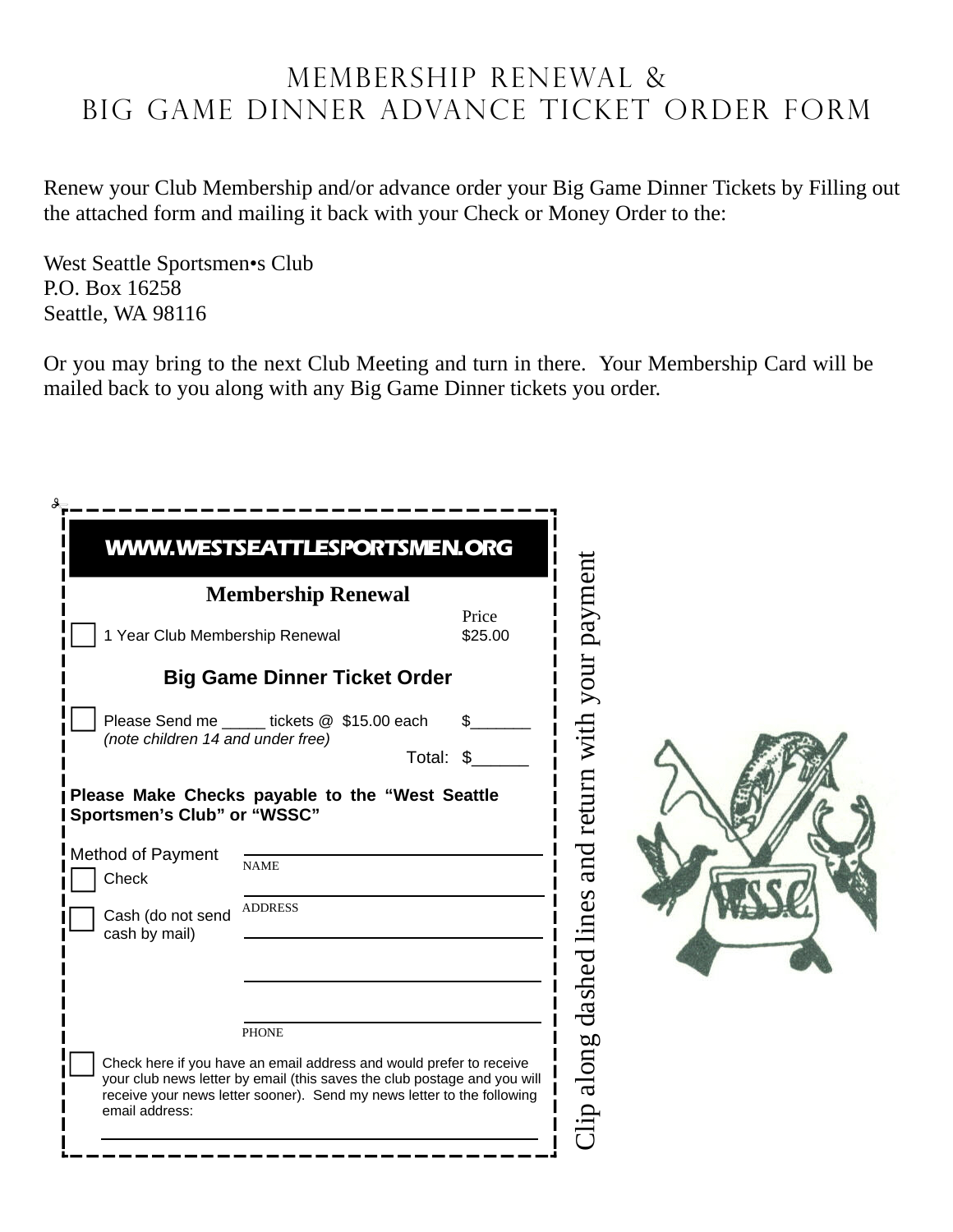# MEMBERSHIP RENEWAL & BIG GAME DINNER ADVANCE TICKET ORDER FORM

Renew your Club Membership and/or advance order your Big Game Dinner Tickets by Filling out the attached form and mailing it back with your Check or Money Order to the:

West Seattle Sportsmen•s Club
P.O. Box 16258
Seattle, WA 98116

Or you may bring to the next Club Meeting and turn in there. Your Membership Card will be mailed back to you along with any Big Game Dinner tickets you order.

**WWW.WESTSEATTLESPORTSMEN.ORG**

## Membership Renewal

| | | Price |
|---|---|---|
| ☐ | 1 Year Club Membership Renewal | $25.00 |

## Big Game Dinner Ticket Order

☐ Please Send me _____ tickets @ $15.00 each $_______
*(note children 14 and under free)*

Total: $______

**Please Make Checks payable to the "West Seattle Sportsmen's Club" or "WSSC"**

Method of Payment

☐ Check

☐ Cash (do not send cash by mail)

NAME ______________________________

ADDRESS ______________________________

______________________________

______________________________

PHONE ______________________________

☐ Check here if you have an email address and would prefer to receive your club news letter by email (this saves the club postage and you will receive your news letter sooner). Send my news letter to the following email address:

______________________________

Clip along dashed lines and return with your payment